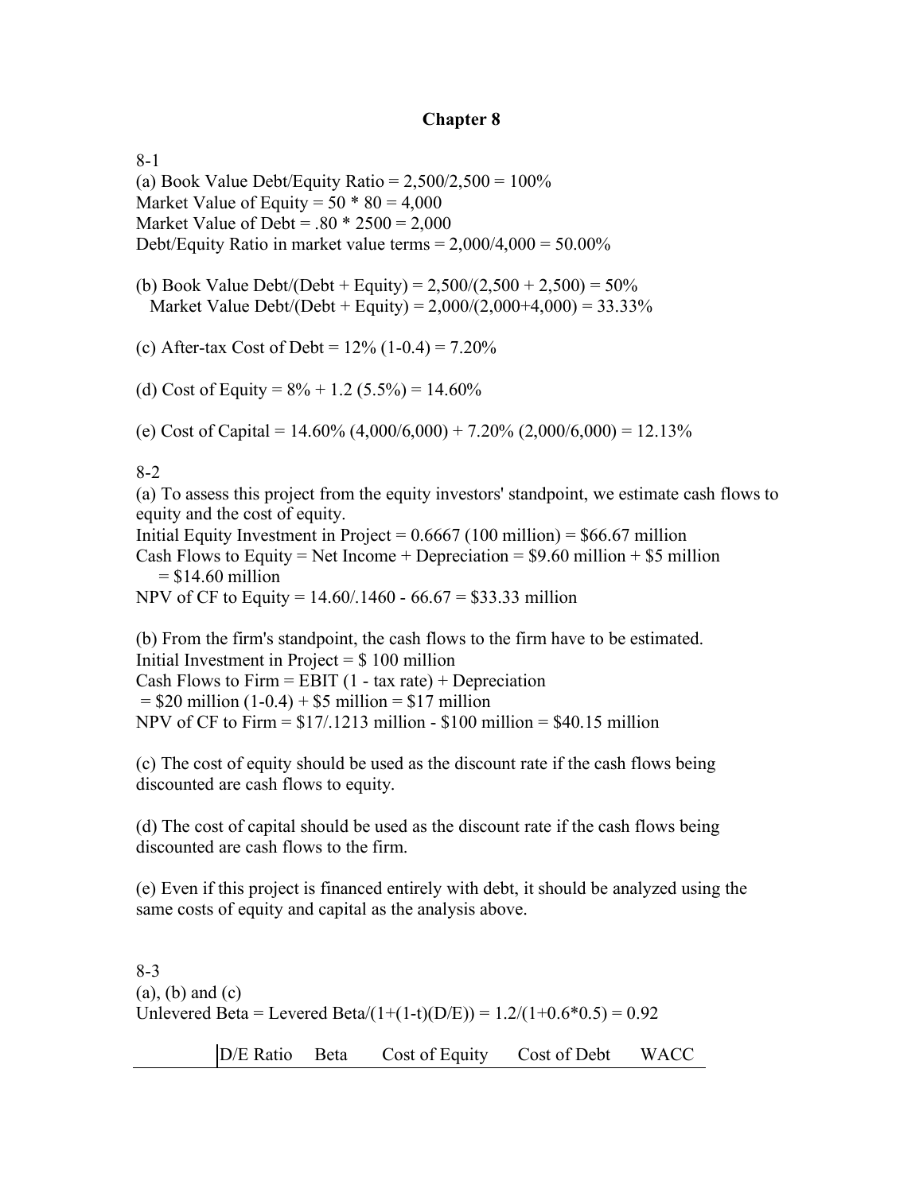# Chapter 8

8-1

(a) Book Value Debt/Equity Ratio = 2,500/2,500 = 100%

Market Value of Equity = 50 * 80 = 4,000

Market Value of Debt = .80 * 2500 = 2,000

Debt/Equity Ratio in market value terms = 2,000/4,000 = 50.00%

(b) Book Value Debt/(Debt + Equity) = 2,500/(2,500 + 2,500) = 50%

Market Value Debt/(Debt + Equity) = 2,000/(2,000+4,000) = 33.33%

(c) After-tax Cost of Debt = 12% (1-0.4) = 7.20%

(d) Cost of Equity = 8% + 1.2 (5.5%) = 14.60%

(e) Cost of Capital = 14.60% (4,000/6,000) + 7.20% (2,000/6,000) = 12.13%

8-2

(a) To assess this project from the equity investors' standpoint, we estimate cash flows to equity and the cost of equity.

Initial Equity Investment in Project = 0.6667 (100 million) = $66.67 million

Cash Flows to Equity = Net Income + Depreciation = $9.60 million + $5 million = $14.60 million

NPV of CF to Equity = 14.60/.1460 - 66.67 = $33.33 million

(b) From the firm's standpoint, the cash flows to the firm have to be estimated.

Initial Investment in Project = $ 100 million

Cash Flows to Firm = EBIT (1 - tax rate) + Depreciation

= $20 million (1-0.4) + $5 million = $17 million

NPV of CF to Firm = $17/.1213 million - $100 million = $40.15 million

(c) The cost of equity should be used as the discount rate if the cash flows being discounted are cash flows to equity.

(d) The cost of capital should be used as the discount rate if the cash flows being discounted are cash flows to the firm.

(e) Even if this project is financed entirely with debt, it should be analyzed using the same costs of equity and capital as the analysis above.

8-3

(a), (b) and (c)

Unlevered Beta = Levered Beta/(1+(1-t)(D/E)) = 1.2/(1+0.6*0.5) = 0.92

| D/E Ratio | Beta | Cost of Equity | Cost of Debt | WACC |
|---|---|---|---|---|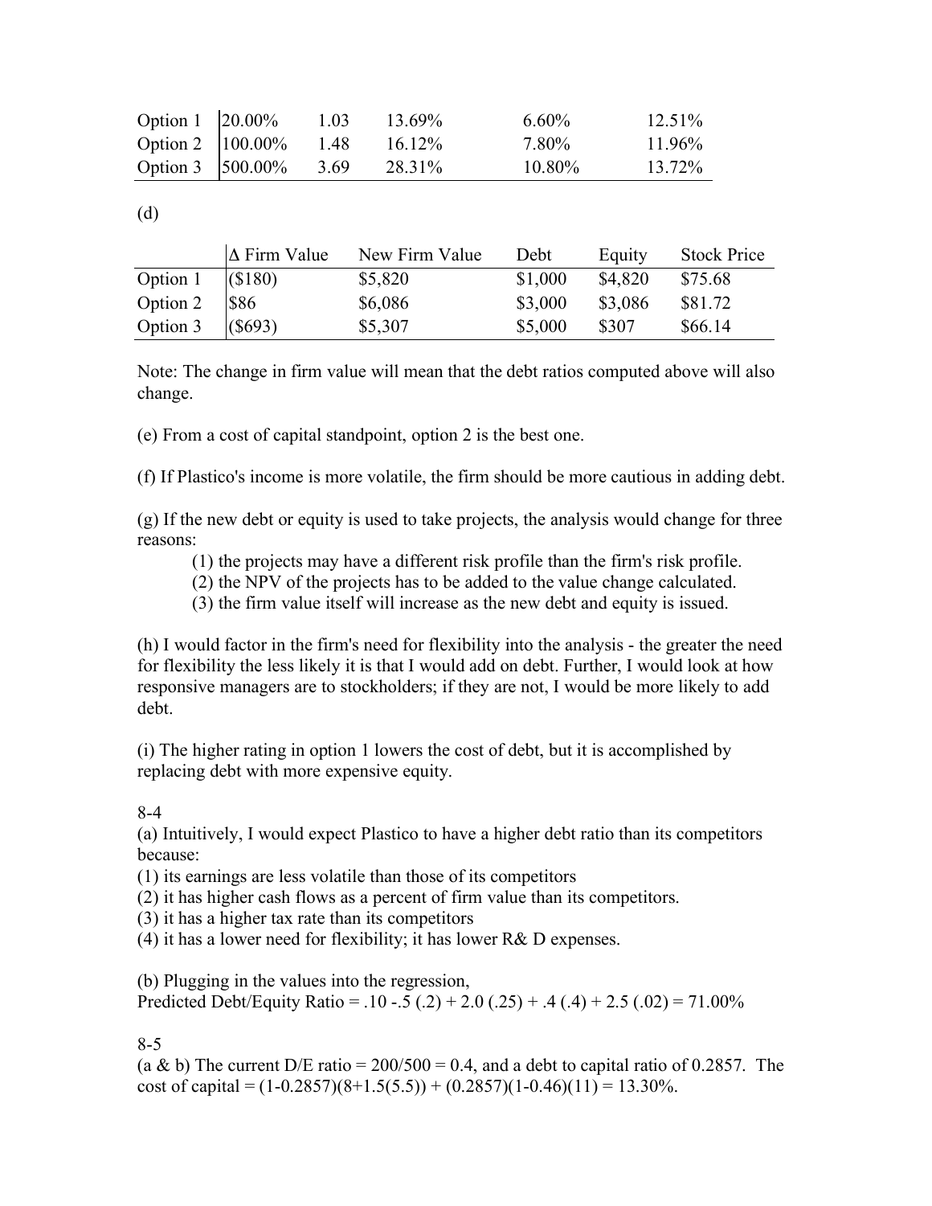| | | | | | |
|---|---|---|---|---|---|
| Option 1 | 20.00% | 1.03 | 13.69% | 6.60% | 12.51% |
| Option 2 | 100.00% | 1.48 | 16.12% | 7.80% | 11.96% |
| Option 3 | 500.00% | 3.69 | 28.31% | 10.80% | 13.72% |

(d)

| | Δ Firm Value | New Firm Value | Debt | Equity | Stock Price |
|---|---|---|---|---|---|
| Option 1 | ($180) | $5,820 | $1,000 | $4,820 | $75.68 |
| Option 2 | $86 | $6,086 | $3,000 | $3,086 | $81.72 |
| Option 3 | ($693) | $5,307 | $5,000 | $307 | $66.14 |

Note: The change in firm value will mean that the debt ratios computed above will also change.

(e) From a cost of capital standpoint, option 2 is the best one.

(f) If Plastico's income is more volatile, the firm should be more cautious in adding debt.

(g) If the new debt or equity is used to take projects, the analysis would change for three reasons:

(1) the projects may have a different risk profile than the firm's risk profile.
(2) the NPV of the projects has to be added to the value change calculated.
(3) the firm value itself will increase as the new debt and equity is issued.

(h) I would factor in the firm's need for flexibility into the analysis - the greater the need for flexibility the less likely it is that I would add on debt. Further, I would look at how responsive managers are to stockholders; if they are not, I would be more likely to add debt.

(i) The higher rating in option 1 lowers the cost of debt, but it is accomplished by replacing debt with more expensive equity.

8-4

(a) Intuitively, I would expect Plastico to have a higher debt ratio than its competitors because:
(1) its earnings are less volatile than those of its competitors
(2) it has higher cash flows as a percent of firm value than its competitors.
(3) it has a higher tax rate than its competitors
(4) it has a lower need for flexibility; it has lower R& D expenses.

(b) Plugging in the values into the regression,
Predicted Debt/Equity Ratio = .10 -.5 (.2) + 2.0 (.25) + .4 (.4) + 2.5 (.02) = 71.00%

8-5

(a & b) The current D/E ratio = 200/500 = 0.4, and a debt to capital ratio of 0.2857. The cost of capital = (1-0.2857)(8+1.5(5.5)) + (0.2857)(1-0.46)(11) = 13.30%.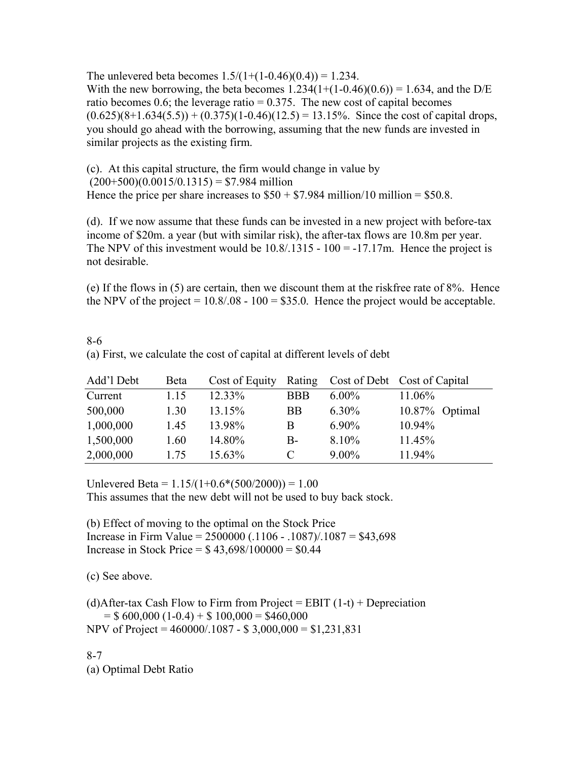The unlevered beta becomes $1.5/(1+(1-0.46)(0.4)) = 1.234$.
With the new borrowing, the beta becomes $1.234(1+(1-0.46)(0.6)) = 1.634$, and the D/E ratio becomes 0.6; the leverage ratio = 0.375. The new cost of capital becomes $(0.625)(8+1.634(5.5)) + (0.375)(1-0.46)(12.5) = 13.15\%$. Since the cost of capital drops, you should go ahead with the borrowing, assuming that the new funds are invested in similar projects as the existing firm.

(c). At this capital structure, the firm would change in value by
$(200+500)(0.0015/0.1315) = \$7.984$ million
Hence the price per share increases to \$50 + \$7.984 million/10 million = \$50.8.

(d). If we now assume that these funds can be invested in a new project with before-tax income of \$20m. a year (but with similar risk), the after-tax flows are 10.8m per year. The NPV of this investment would be $10.8/.1315 - 100 = -17.17$m. Hence the project is not desirable.

(e) If the flows in (5) are certain, then we discount them at the riskfree rate of 8%. Hence the NPV of the project = $10.8/.08 - 100 = \$35.0$. Hence the project would be acceptable.

8-6
(a) First, we calculate the cost of capital at different levels of debt

| Add'l Debt | Beta | Cost of Equity | Rating | Cost of Debt | Cost of Capital |
|---|---|---|---|---|---|
| Current | 1.15 | 12.33% | BBB | 6.00% | 11.06% |
| 500,000 | 1.30 | 13.15% | BB | 6.30% | 10.87% Optimal |
| 1,000,000 | 1.45 | 13.98% | B | 6.90% | 10.94% |
| 1,500,000 | 1.60 | 14.80% | B- | 8.10% | 11.45% |
| 2,000,000 | 1.75 | 15.63% | C | 9.00% | 11.94% |

Unlevered Beta = $1.15/(1+0.6*(500/2000)) = 1.00$
This assumes that the new debt will not be used to buy back stock.

(b) Effect of moving to the optimal on the Stock Price
Increase in Firm Value = 2500000 (.1106 - .1087)/.1087 = \$43,698
Increase in Stock Price = \$ 43,698/100000 = \$0.44

(c) See above.

(d)After-tax Cash Flow to Firm from Project = EBIT (1-t) + Depreciation
= \$ 600,000 (1-0.4) + \$ 100,000 = \$460,000
NPV of Project = 460000/.1087 - \$ 3,000,000 = \$1,231,831

8-7
(a) Optimal Debt Ratio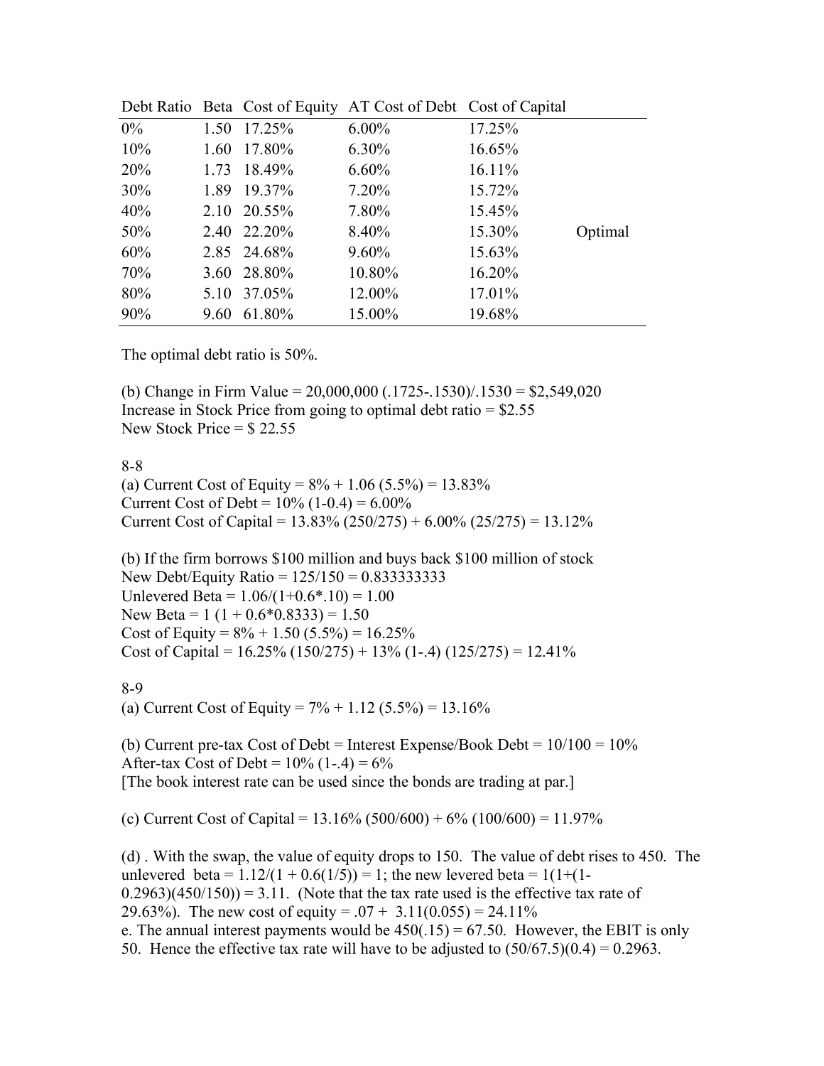| Debt Ratio | Beta | Cost of Equity | AT Cost of Debt | Cost of Capital | |
|---|---|---|---|---|---|
| 0% | 1.50 | 17.25% | 6.00% | 17.25% | |
| 10% | 1.60 | 17.80% | 6.30% | 16.65% | |
| 20% | 1.73 | 18.49% | 6.60% | 16.11% | |
| 30% | 1.89 | 19.37% | 7.20% | 15.72% | |
| 40% | 2.10 | 20.55% | 7.80% | 15.45% | |
| 50% | 2.40 | 22.20% | 8.40% | 15.30% | Optimal |
| 60% | 2.85 | 24.68% | 9.60% | 15.63% | |
| 70% | 3.60 | 28.80% | 10.80% | 16.20% | |
| 80% | 5.10 | 37.05% | 12.00% | 17.01% | |
| 90% | 9.60 | 61.80% | 15.00% | 19.68% | |

The optimal debt ratio is 50%.

(b) Change in Firm Value = 20,000,000 (.1725-.1530)/.1530 = \$2,549,020
Increase in Stock Price from going to optimal debt ratio = \$2.55
New Stock Price = \$ 22.55

8-8

(a) Current Cost of Equity = 8% + 1.06 (5.5%) = 13.83%
Current Cost of Debt = 10% (1-0.4) = 6.00%
Current Cost of Capital = 13.83% (250/275) + 6.00% (25/275) = 13.12%

(b) If the firm borrows \$100 million and buys back \$100 million of stock
New Debt/Equity Ratio = 125/150 = 0.833333333
Unlevered Beta = 1.06/(1+0.6*.10) = 1.00
New Beta = 1 (1 + 0.6*0.8333) = 1.50
Cost of Equity = 8% + 1.50 (5.5%) = 16.25%
Cost of Capital = 16.25% (150/275) + 13% (1-.4) (125/275) = 12.41%

8-9

(a) Current Cost of Equity = 7% + 1.12 (5.5%) = 13.16%

(b) Current pre-tax Cost of Debt = Interest Expense/Book Debt = 10/100 = 10%
After-tax Cost of Debt = 10% (1-.4) = 6%
[The book interest rate can be used since the bonds are trading at par.]

(c) Current Cost of Capital = 13.16% (500/600) + 6% (100/600) = 11.97%

(d) . With the swap, the value of equity drops to 150. The value of debt rises to 450. The unlevered beta = 1.12/(1 + 0.6(1/5)) = 1; the new levered beta = 1(1+(1-0.2963)(450/150)) = 3.11. (Note that the tax rate used is the effective tax rate of 29.63%). The new cost of equity = .07 + 3.11(0.055) = 24.11%
e. The annual interest payments would be 450(.15) = 67.50. However, the EBIT is only 50. Hence the effective tax rate will have to be adjusted to (50/67.5)(0.4) = 0.2963.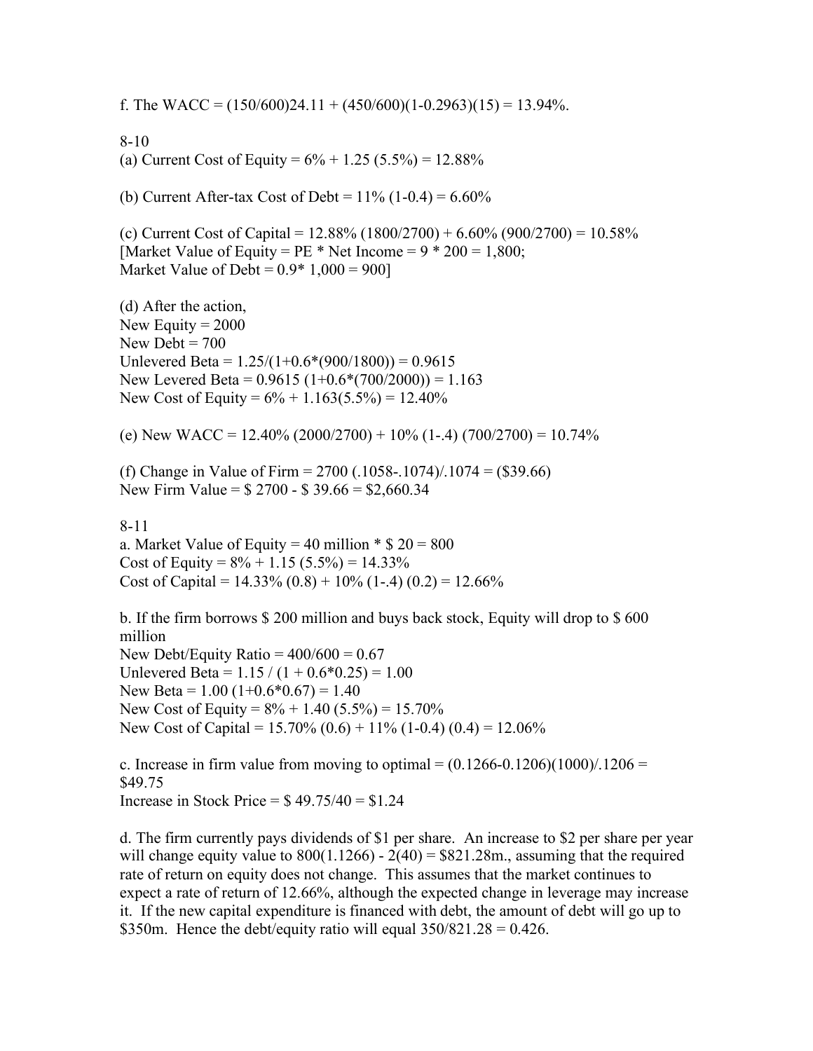f. The WACC = (150/600)24.11 + (450/600)(1-0.2963)(15) = 13.94%.

8-10

(a) Current Cost of Equity = 6% + 1.25 (5.5%) = 12.88%

(b) Current After-tax Cost of Debt = 11% (1-0.4) = 6.60%

(c) Current Cost of Capital = 12.88% (1800/2700) + 6.60% (900/2700) = 10.58%
[Market Value of Equity = PE * Net Income = 9 * 200 = 1,800;
Market Value of Debt = 0.9* 1,000 = 900]

(d) After the action,
New Equity = 2000
New Debt = 700
Unlevered Beta = 1.25/(1+0.6*(900/1800)) = 0.9615
New Levered Beta = 0.9615 (1+0.6*(700/2000)) = 1.163
New Cost of Equity = 6% + 1.163(5.5%) = 12.40%

(e) New WACC = 12.40% (2000/2700) + 10% (1-.4) (700/2700) = 10.74%

(f) Change in Value of Firm = 2700 (.1058-.1074)/.1074 = ($39.66)
New Firm Value = $ 2700 - $ 39.66 = $2,660.34

8-11

a. Market Value of Equity = 40 million * $ 20 = 800
Cost of Equity = 8% + 1.15 (5.5%) = 14.33%
Cost of Capital = 14.33% (0.8) + 10% (1-.4) (0.2) = 12.66%

b. If the firm borrows $ 200 million and buys back stock, Equity will drop to $ 600 million
New Debt/Equity Ratio = 400/600 = 0.67
Unlevered Beta = 1.15 / (1 + 0.6*0.25) = 1.00
New Beta = 1.00 (1+0.6*0.67) = 1.40
New Cost of Equity = 8% + 1.40 (5.5%) = 15.70%
New Cost of Capital = 15.70% (0.6) + 11% (1-0.4) (0.4) = 12.06%

c. Increase in firm value from moving to optimal = (0.1266-0.1206)(1000)/.1206 = $49.75
Increase in Stock Price = $ 49.75/40 = $1.24

d. The firm currently pays dividends of $1 per share. An increase to $2 per share per year will change equity value to 800(1.1266) - 2(40) = $821.28m., assuming that the required rate of return on equity does not change. This assumes that the market continues to expect a rate of return of 12.66%, although the expected change in leverage may increase it. If the new capital expenditure is financed with debt, the amount of debt will go up to $350m. Hence the debt/equity ratio will equal 350/821.28 = 0.426.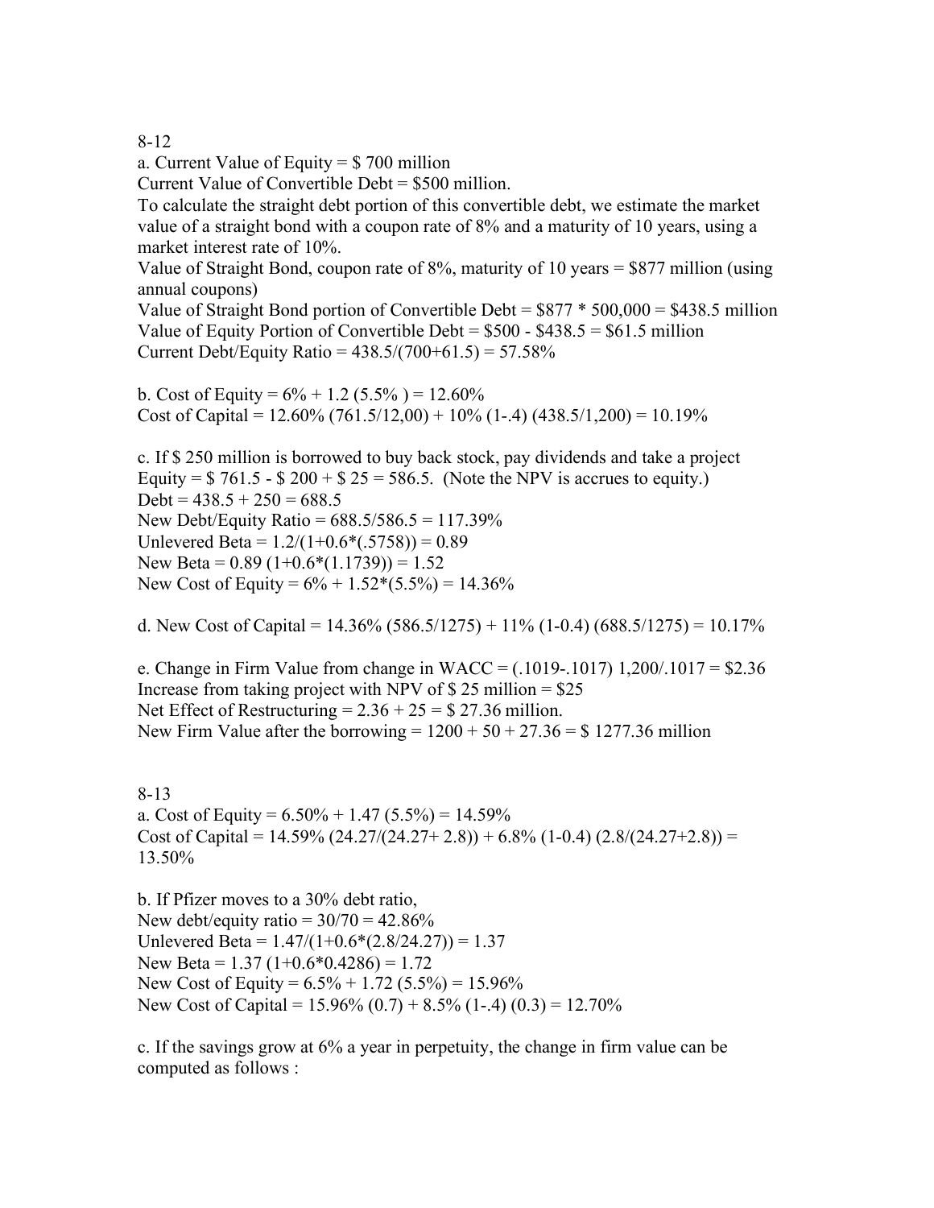8-12

a. Current Value of Equity = $ 700 million
Current Value of Convertible Debt = $500 million.
To calculate the straight debt portion of this convertible debt, we estimate the market value of a straight bond with a coupon rate of 8% and a maturity of 10 years, using a market interest rate of 10%.
Value of Straight Bond, coupon rate of 8%, maturity of 10 years = $877 million (using annual coupons)
Value of Straight Bond portion of Convertible Debt = $877 * 500,000 = $438.5 million
Value of Equity Portion of Convertible Debt = $500 - $438.5 = $61.5 million
Current Debt/Equity Ratio = 438.5/(700+61.5) = 57.58%

b. Cost of Equity = 6% + 1.2 (5.5% ) = 12.60%
Cost of Capital = 12.60% (761.5/12,00) + 10% (1-.4) (438.5/1,200) = 10.19%

c. If $ 250 million is borrowed to buy back stock, pay dividends and take a project
Equity = $ 761.5 - $ 200 + $ 25 = 586.5. (Note the NPV is accrues to equity.)
Debt = 438.5 + 250 = 688.5
New Debt/Equity Ratio = 688.5/586.5 = 117.39%
Unlevered Beta = 1.2/(1+0.6*(.5758)) = 0.89
New Beta = 0.89 (1+0.6*(1.1739)) = 1.52
New Cost of Equity = 6% + 1.52*(5.5%) = 14.36%

d. New Cost of Capital = 14.36% (586.5/1275) + 11% (1-0.4) (688.5/1275) = 10.17%

e. Change in Firm Value from change in WACC = (.1019-.1017) 1,200/.1017 = $2.36
Increase from taking project with NPV of $ 25 million = $25
Net Effect of Restructuring = 2.36 + 25 = $ 27.36 million.
New Firm Value after the borrowing = 1200 + 50 + 27.36 = $ 1277.36 million

8-13

a. Cost of Equity = 6.50% + 1.47 (5.5%) = 14.59%
Cost of Capital = 14.59% (24.27/(24.27+ 2.8)) + 6.8% (1-0.4) (2.8/(24.27+2.8)) = 13.50%

b. If Pfizer moves to a 30% debt ratio,
New debt/equity ratio = 30/70 = 42.86%
Unlevered Beta = 1.47/(1+0.6*(2.8/24.27)) = 1.37
New Beta = 1.37 (1+0.6*0.4286) = 1.72
New Cost of Equity = 6.5% + 1.72 (5.5%) = 15.96%
New Cost of Capital = 15.96% (0.7) + 8.5% (1-.4) (0.3) = 12.70%

c. If the savings grow at 6% a year in perpetuity, the change in firm value can be computed as follows :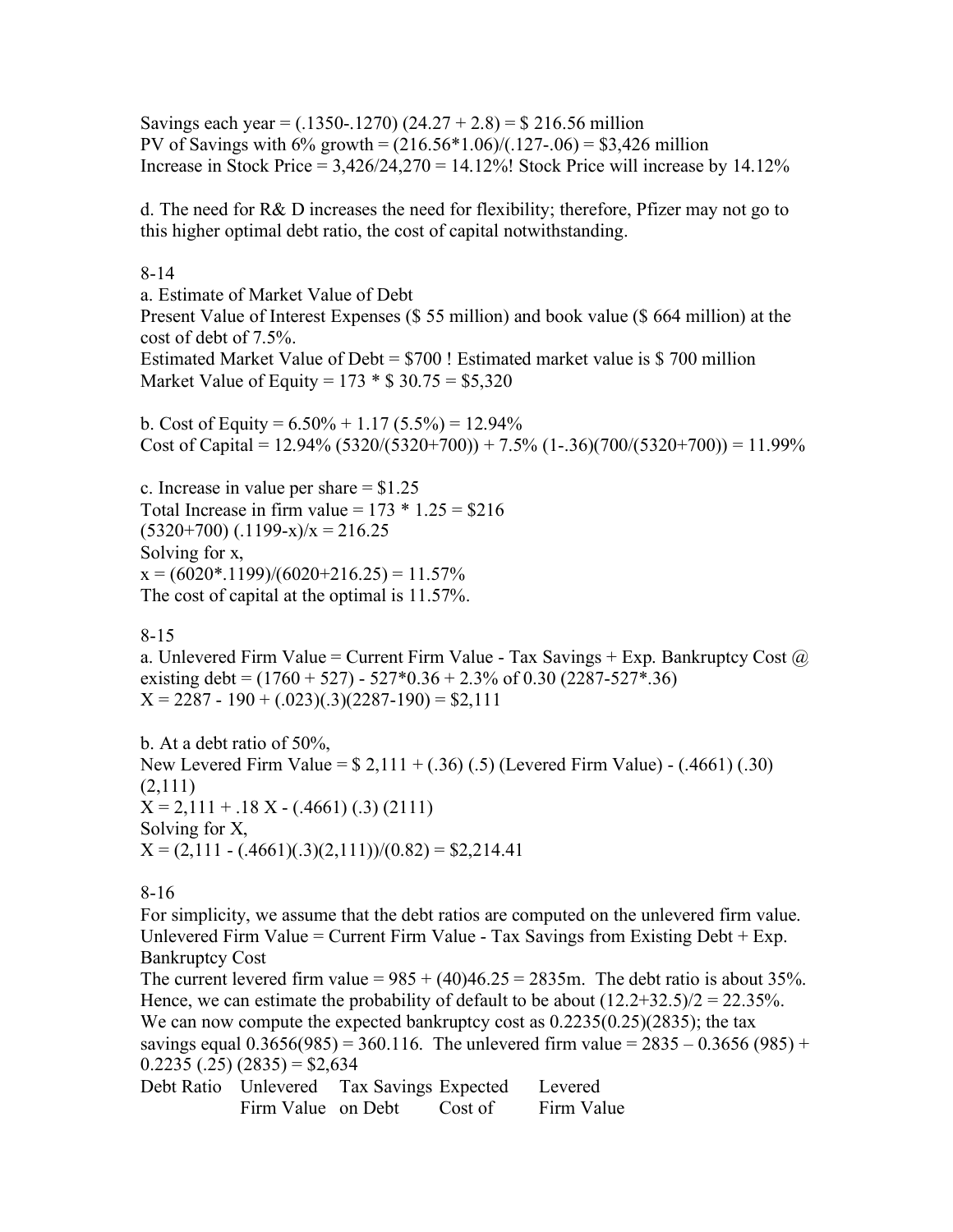Savings each year = (.1350-.1270) (24.27 + 2.8) = $ 216.56 million
PV of Savings with 6% growth = (216.56*1.06)/(.127-.06) = $3,426 million
Increase in Stock Price = 3,426/24,270 = 14.12%! Stock Price will increase by 14.12%

d. The need for R& D increases the need for flexibility; therefore, Pfizer may not go to this higher optimal debt ratio, the cost of capital notwithstanding.

8-14

a. Estimate of Market Value of Debt
Present Value of Interest Expenses ($ 55 million) and book value ($ 664 million) at the cost of debt of 7.5%.
Estimated Market Value of Debt = $700 ! Estimated market value is $ 700 million
Market Value of Equity = 173 * $ 30.75 = $5,320

b. Cost of Equity = 6.50% + 1.17 (5.5%) = 12.94%
Cost of Capital = 12.94% (5320/(5320+700)) + 7.5% (1-.36)(700/(5320+700)) = 11.99%

c. Increase in value per share = $1.25
Total Increase in firm value = 173 * 1.25 = $216
(5320+700) (.1199-x)/x = 216.25
Solving for x,
x = (6020*.1199)/(6020+216.25) = 11.57%
The cost of capital at the optimal is 11.57%.

8-15

a. Unlevered Firm Value = Current Firm Value - Tax Savings + Exp. Bankruptcy Cost @ existing debt = (1760 + 527) - 527*0.36 + 2.3% of 0.30 (2287-527*.36)
X = 2287 - 190 + (.023)(.3)(2287-190) = $2,111

b. At a debt ratio of 50%,
New Levered Firm Value = $ 2,111 + (.36) (.5) (Levered Firm Value) - (.4661) (.30) (2,111)
X = 2,111 + .18 X - (.4661) (.3) (2111)
Solving for X,
X = (2,111 - (.4661)(.3)(2,111))/(0.82) = $2,214.41

8-16

For simplicity, we assume that the debt ratios are computed on the unlevered firm value.
Unlevered Firm Value = Current Firm Value - Tax Savings from Existing Debt + Exp. Bankruptcy Cost
The current levered firm value = 985 + (40)46.25 = 2835m. The debt ratio is about 35%. Hence, we can estimate the probability of default to be about (12.2+32.5)/2 = 22.35%. We can now compute the expected bankruptcy cost as 0.2235(0.25)(2835); the tax savings equal 0.3656(985) = 360.116. The unlevered firm value = 2835 – 0.3656 (985) + 0.2235 (.25) (2835) = $2,634

| Debt Ratio | Unlevered Firm Value | Tax Savings on Debt | Expected Cost of | Levered Firm Value |
|---|---|---|---|---|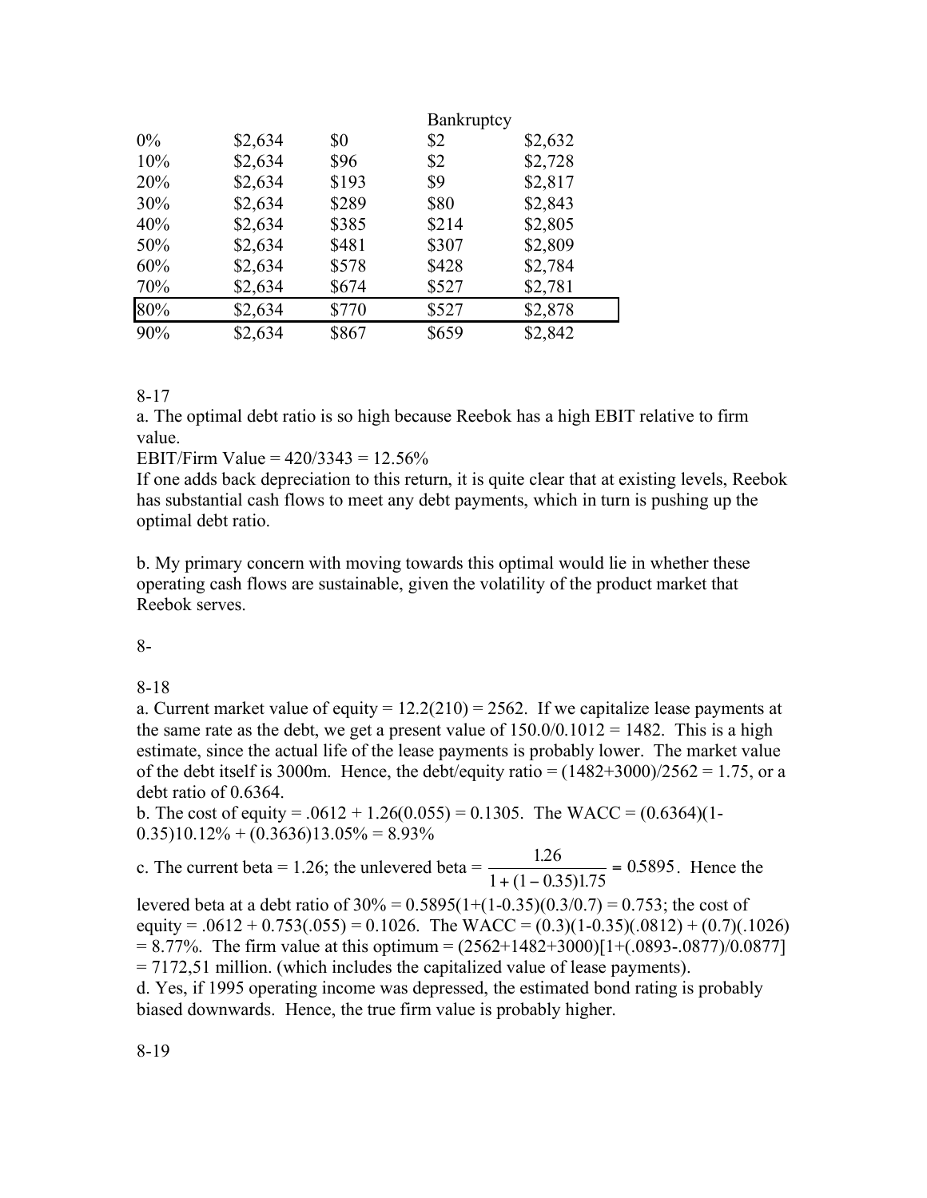| | | | Bankruptcy | |
|---|---|---|---|---|
| 0% | $2,634 | $0 | $2 | $2,632 |
| 10% | $2,634 | $96 | $2 | $2,728 |
| 20% | $2,634 | $193 | $9 | $2,817 |
| 30% | $2,634 | $289 | $80 | $2,843 |
| 40% | $2,634 | $385 | $214 | $2,805 |
| 50% | $2,634 | $481 | $307 | $2,809 |
| 60% | $2,634 | $578 | $428 | $2,784 |
| 70% | $2,634 | $674 | $527 | $2,781 |
| 80% | $2,634 | $770 | $527 | $2,878 |
| 90% | $2,634 | $867 | $659 | $2,842 |

8-17

a. The optimal debt ratio is so high because Reebok has a high EBIT relative to firm value.

EBIT/Firm Value = 420/3343 = 12.56%

If one adds back depreciation to this return, it is quite clear that at existing levels, Reebok has substantial cash flows to meet any debt payments, which in turn is pushing up the optimal debt ratio.

b. My primary concern with moving towards this optimal would lie in whether these operating cash flows are sustainable, given the volatility of the product market that Reebok serves.

8-

8-18

a. Current market value of equity = 12.2(210) = 2562. If we capitalize lease payments at the same rate as the debt, we get a present value of 150.0/0.1012 = 1482. This is a high estimate, since the actual life of the lease payments is probably lower. The market value of the debt itself is 3000m. Hence, the debt/equity ratio = (1482+3000)/2562 = 1.75, or a debt ratio of 0.6364.

b. The cost of equity = .0612 + 1.26(0.055) = 0.1305. The WACC = (0.6364)(1-0.35)10.12% + (0.3636)13.05% = 8.93%

c. The current beta = 1.26; the unlevered beta = $\frac{1.26}{1+(1-0.35)1.75} = 0.5895$. Hence the levered beta at a debt ratio of 30% = 0.5895(1+(1-0.35)(0.3/0.7) = 0.753; the cost of equity = .0612 + 0.753(.055) = 0.1026. The WACC = (0.3)(1-0.35)(.0812) + (0.7)(.1026) = 8.77%. The firm value at this optimum = (2562+1482+3000)[1+(.0893-.0877)/0.0877] = 7172,51 million. (which includes the capitalized value of lease payments).

d. Yes, if 1995 operating income was depressed, the estimated bond rating is probably biased downwards. Hence, the true firm value is probably higher.

8-19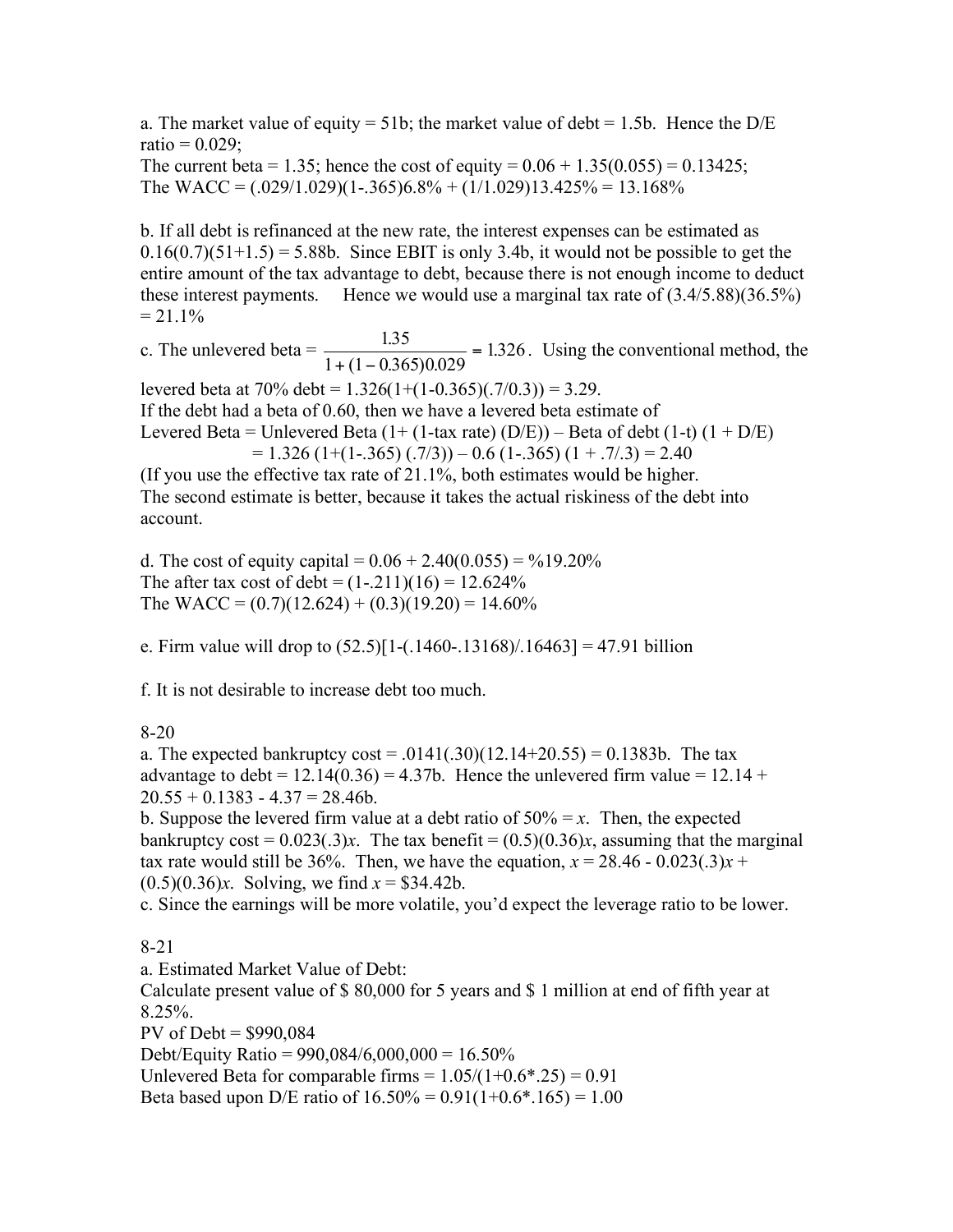a. The market value of equity = 51b; the market value of debt = 1.5b. Hence the D/E ratio = 0.029;
The current beta = 1.35; hence the cost of equity = 0.06 + 1.35(0.055) = 0.13425;
The WACC = (.029/1.029)(1-.365)6.8% + (1/1.029)13.425% = 13.168%

b. If all debt is refinanced at the new rate, the interest expenses can be estimated as 0.16(0.7)(51+1.5) = 5.88b. Since EBIT is only 3.4b, it would not be possible to get the entire amount of the tax advantage to debt, because there is not enough income to deduct these interest payments. Hence we would use a marginal tax rate of (3.4/5.88)(36.5%) = 21.1%

c. The unlevered beta = $\frac{1.35}{1+(1-0.365)0.029} = 1.326$. Using the conventional method, the levered beta at 70% debt = 1.326(1+(1-0.365)(.7/0.3)) = 3.29.
If the debt had a beta of 0.60, then we have a levered beta estimate of
Levered Beta = Unlevered Beta (1+ (1-tax rate) (D/E)) – Beta of debt (1-t) (1 + D/E)
= 1.326 (1+(1-.365) (.7/3)) – 0.6 (1-.365) (1 + .7/.3) = 2.40
(If you use the effective tax rate of 21.1%, both estimates would be higher.
The second estimate is better, because it takes the actual riskiness of the debt into account.

d. The cost of equity capital = 0.06 + 2.40(0.055) = %19.20%
The after tax cost of debt = (1-.211)(16) = 12.624%
The WACC = (0.7)(12.624) + (0.3)(19.20) = 14.60%

e. Firm value will drop to (52.5)[1-(.1460-.13168)/.16463] = 47.91 billion

f. It is not desirable to increase debt too much.

8-20
a. The expected bankruptcy cost = .0141(.30)(12.14+20.55) = 0.1383b. The tax advantage to debt = 12.14(0.36) = 4.37b. Hence the unlevered firm value = 12.14 + 20.55 + 0.1383 - 4.37 = 28.46b.
b. Suppose the levered firm value at a debt ratio of 50% = $x$. Then, the expected bankruptcy cost = 0.023(.3)$x$. The tax benefit = (0.5)(0.36)$x$, assuming that the marginal tax rate would still be 36%. Then, we have the equation, $x$ = 28.46 - 0.023(.3)$x$ + (0.5)(0.36)$x$. Solving, we find $x$ = $34.42b.
c. Since the earnings will be more volatile, you'd expect the leverage ratio to be lower.

8-21
a. Estimated Market Value of Debt:
Calculate present value of $ 80,000 for 5 years and $ 1 million at end of fifth year at 8.25%.
PV of Debt = $990,084
Debt/Equity Ratio = 990,084/6,000,000 = 16.50%
Unlevered Beta for comparable firms = 1.05/(1+0.6*.25) = 0.91
Beta based upon D/E ratio of 16.50% = 0.91(1+0.6*.165) = 1.00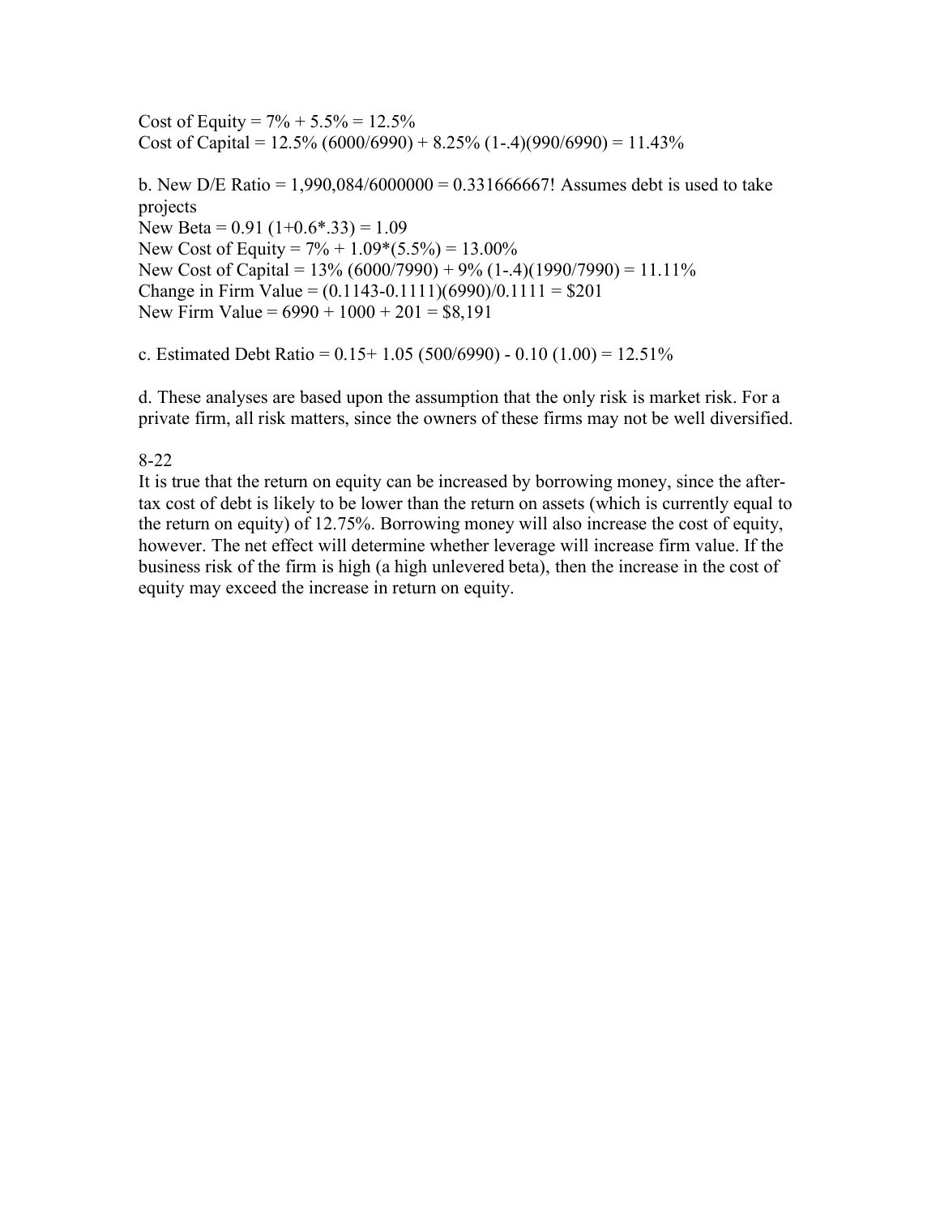Cost of Equity = 7% + 5.5% = 12.5%
Cost of Capital = 12.5% (6000/6990) + 8.25% (1-.4)(990/6990) = 11.43%

b. New D/E Ratio = 1,990,084/6000000 = 0.331666667! Assumes debt is used to take projects
New Beta = 0.91 (1+0.6*.33) = 1.09
New Cost of Equity = 7% + 1.09*(5.5%) = 13.00%
New Cost of Capital = 13% (6000/7990) + 9% (1-.4)(1990/7990) = 11.11%
Change in Firm Value = (0.1143-0.1111)(6990)/0.1111 = $201
New Firm Value = 6990 + 1000 + 201 = $8,191

c. Estimated Debt Ratio = 0.15+ 1.05 (500/6990) - 0.10 (1.00) = 12.51%

d. These analyses are based upon the assumption that the only risk is market risk. For a private firm, all risk matters, since the owners of these firms may not be well diversified.

8-22

It is true that the return on equity can be increased by borrowing money, since the after-tax cost of debt is likely to be lower than the return on assets (which is currently equal to the return on equity) of 12.75%. Borrowing money will also increase the cost of equity, however. The net effect will determine whether leverage will increase firm value. If the business risk of the firm is high (a high unlevered beta), then the increase in the cost of equity may exceed the increase in return on equity.